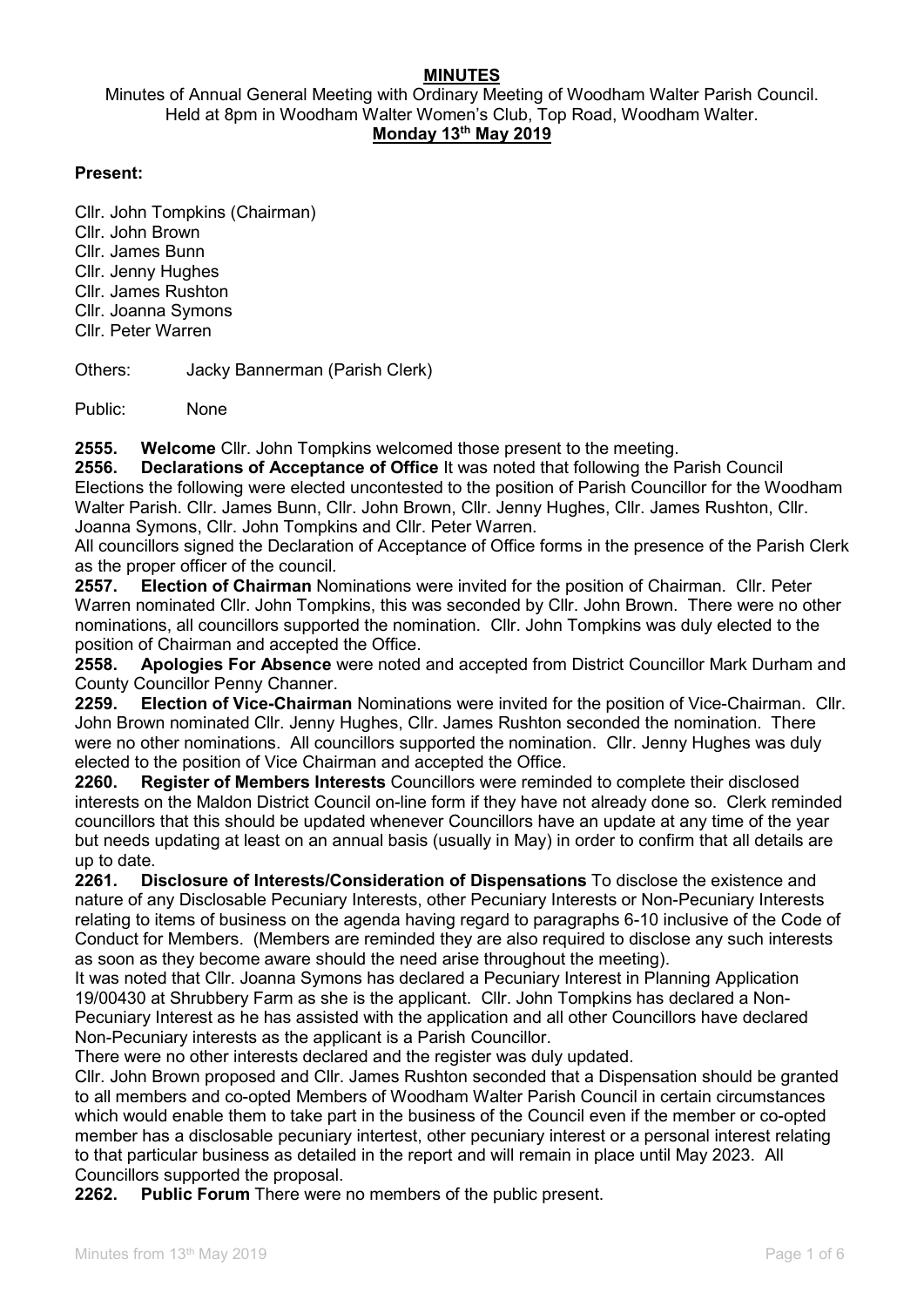**MINUTES**

Minutes of Annual General Meeting with Ordinary Meeting of Woodham Walter Parish Council.
Held at 8pm in Woodham Walter Women's Club, Top Road, Woodham Walter.

**Monday 13th May 2019**

**Present:**

Cllr. John Tompkins (Chairman)
Cllr. John Brown
Cllr. James Bunn
Cllr. Jenny Hughes
Cllr. James Rushton
Cllr. Joanna Symons
Cllr. Peter Warren

Others: Jacky Bannerman (Parish Clerk)

Public: None

**2555. Welcome** Cllr. John Tompkins welcomed those present to the meeting.

**2556. Declarations of Acceptance of Office** It was noted that following the Parish Council Elections the following were elected uncontested to the position of Parish Councillor for the Woodham Walter Parish. Cllr. James Bunn, Cllr. John Brown, Cllr. Jenny Hughes, Cllr. James Rushton, Cllr. Joanna Symons, Cllr. John Tompkins and Cllr. Peter Warren.

All councillors signed the Declaration of Acceptance of Office forms in the presence of the Parish Clerk as the proper officer of the council.

**2557. Election of Chairman** Nominations were invited for the position of Chairman. Cllr. Peter Warren nominated Cllr. John Tompkins, this was seconded by Cllr. John Brown. There were no other nominations, all councillors supported the nomination. Cllr. John Tompkins was duly elected to the position of Chairman and accepted the Office.

**2558. Apologies For Absence** were noted and accepted from District Councillor Mark Durham and County Councillor Penny Channer.

**2259. Election of Vice-Chairman** Nominations were invited for the position of Vice-Chairman. Cllr. John Brown nominated Cllr. Jenny Hughes, Cllr. James Rushton seconded the nomination. There were no other nominations. All councillors supported the nomination. Cllr. Jenny Hughes was duly elected to the position of Vice Chairman and accepted the Office.

**2260. Register of Members Interests** Councillors were reminded to complete their disclosed interests on the Maldon District Council on-line form if they have not already done so. Clerk reminded councillors that this should be updated whenever Councillors have an update at any time of the year but needs updating at least on an annual basis (usually in May) in order to confirm that all details are up to date.

**2261. Disclosure of Interests/Consideration of Dispensations** To disclose the existence and nature of any Disclosable Pecuniary Interests, other Pecuniary Interests or Non-Pecuniary Interests relating to items of business on the agenda having regard to paragraphs 6-10 inclusive of the Code of Conduct for Members. (Members are reminded they are also required to disclose any such interests as soon as they become aware should the need arise throughout the meeting).

It was noted that Cllr. Joanna Symons has declared a Pecuniary Interest in Planning Application 19/00430 at Shrubbery Farm as she is the applicant. Cllr. John Tompkins has declared a Non-Pecuniary Interest as he has assisted with the application and all other Councillors have declared Non-Pecuniary interests as the applicant is a Parish Councillor.

There were no other interests declared and the register was duly updated.

Cllr. John Brown proposed and Cllr. James Rushton seconded that a Dispensation should be granted to all members and co-opted Members of Woodham Walter Parish Council in certain circumstances which would enable them to take part in the business of the Council even if the member or co-opted member has a disclosable pecuniary intertest, other pecuniary interest or a personal interest relating to that particular business as detailed in the report and will remain in place until May 2023. All Councillors supported the proposal.

**2262. Public Forum** There were no members of the public present.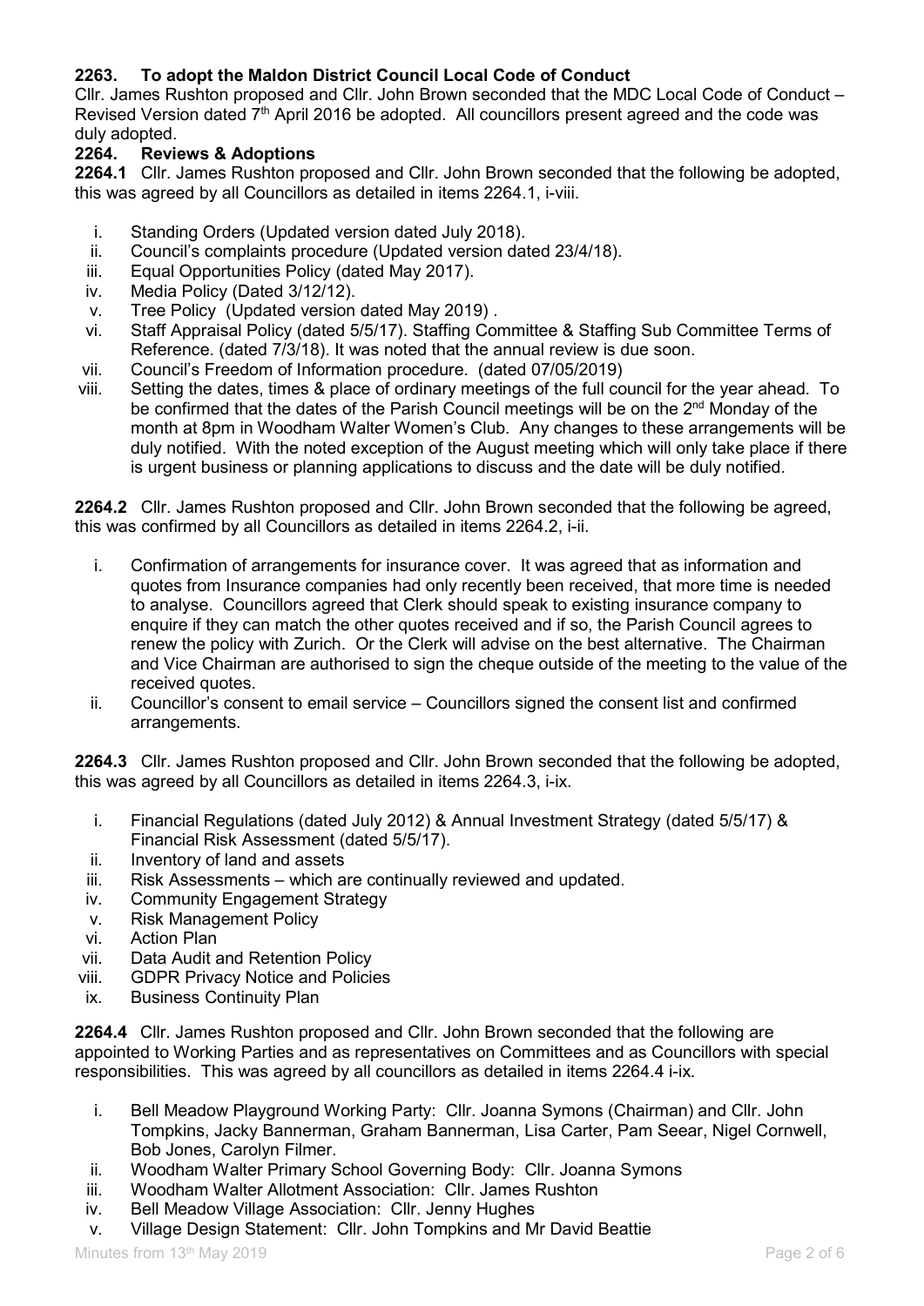### 2263. To adopt the Maldon District Council Local Code of Conduct

Cllr. James Rushton proposed and Cllr. John Brown seconded that the MDC Local Code of Conduct – Revised Version dated 7th April 2016 be adopted. All councillors present agreed and the code was duly adopted.

### 2264. Reviews & Adoptions

**2264.1** Cllr. James Rushton proposed and Cllr. John Brown seconded that the following be adopted, this was agreed by all Councillors as detailed in items 2264.1, i-viii.

i. Standing Orders (Updated version dated July 2018).
ii. Council's complaints procedure (Updated version dated 23/4/18).
iii. Equal Opportunities Policy (dated May 2017).
iv. Media Policy (Dated 3/12/12).
v. Tree Policy (Updated version dated May 2019) .
vi. Staff Appraisal Policy (dated 5/5/17). Staffing Committee & Staffing Sub Committee Terms of Reference. (dated 7/3/18). It was noted that the annual review is due soon.
vii. Council's Freedom of Information procedure. (dated 07/05/2019)
viii. Setting the dates, times & place of ordinary meetings of the full council for the year ahead. To be confirmed that the dates of the Parish Council meetings will be on the 2nd Monday of the month at 8pm in Woodham Walter Women's Club. Any changes to these arrangements will be duly notified. With the noted exception of the August meeting which will only take place if there is urgent business or planning applications to discuss and the date will be duly notified.

**2264.2** Cllr. James Rushton proposed and Cllr. John Brown seconded that the following be agreed, this was confirmed by all Councillors as detailed in items 2264.2, i-ii.

i. Confirmation of arrangements for insurance cover. It was agreed that as information and quotes from Insurance companies had only recently been received, that more time is needed to analyse. Councillors agreed that Clerk should speak to existing insurance company to enquire if they can match the other quotes received and if so, the Parish Council agrees to renew the policy with Zurich. Or the Clerk will advise on the best alternative. The Chairman and Vice Chairman are authorised to sign the cheque outside of the meeting to the value of the received quotes.
ii. Councillor's consent to email service – Councillors signed the consent list and confirmed arrangements.

**2264.3** Cllr. James Rushton proposed and Cllr. John Brown seconded that the following be adopted, this was agreed by all Councillors as detailed in items 2264.3, i-ix.

i. Financial Regulations (dated July 2012) & Annual Investment Strategy (dated 5/5/17) & Financial Risk Assessment (dated 5/5/17).
ii. Inventory of land and assets
iii. Risk Assessments – which are continually reviewed and updated.
iv. Community Engagement Strategy
v. Risk Management Policy
vi. Action Plan
vii. Data Audit and Retention Policy
viii. GDPR Privacy Notice and Policies
ix. Business Continuity Plan

**2264.4** Cllr. James Rushton proposed and Cllr. John Brown seconded that the following are appointed to Working Parties and as representatives on Committees and as Councillors with special responsibilities. This was agreed by all councillors as detailed in items 2264.4 i-ix.

i. Bell Meadow Playground Working Party: Cllr. Joanna Symons (Chairman) and Cllr. John Tompkins, Jacky Bannerman, Graham Bannerman, Lisa Carter, Pam Seear, Nigel Cornwell, Bob Jones, Carolyn Filmer.
ii. Woodham Walter Primary School Governing Body: Cllr. Joanna Symons
iii. Woodham Walter Allotment Association: Cllr. James Rushton
iv. Bell Meadow Village Association: Cllr. Jenny Hughes
v. Village Design Statement: Cllr. John Tompkins and Mr David Beattie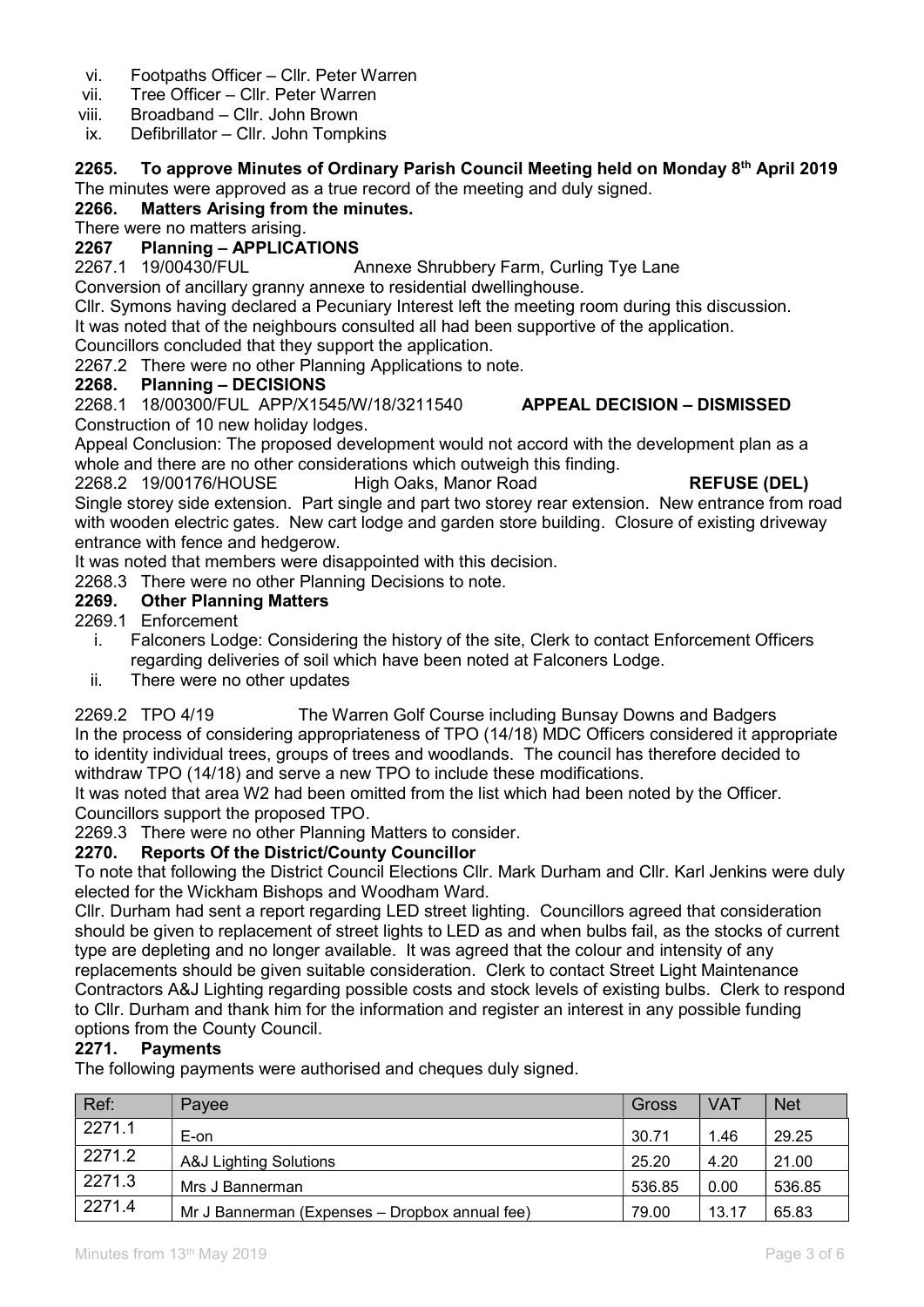vi. Footpaths Officer – Cllr. Peter Warren
vii. Tree Officer – Cllr. Peter Warren
viii. Broadband – Cllr. John Brown
ix. Defibrillator – Cllr. John Tompkins

### 2265. To approve Minutes of Ordinary Parish Council Meeting held on Monday 8th April 2019

The minutes were approved as a true record of the meeting and duly signed.

### 2266. Matters Arising from the minutes.

There were no matters arising.

### 2267 Planning – APPLICATIONS

2267.1 19/00430/FUL Annexe Shrubbery Farm, Curling Tye Lane

Conversion of ancillary granny annexe to residential dwellinghouse.

Cllr. Symons having declared a Pecuniary Interest left the meeting room during this discussion.

It was noted that of the neighbours consulted all had been supportive of the application.

Councillors concluded that they support the application.

2267.2 There were no other Planning Applications to note.

### 2268. Planning – DECISIONS

2268.1 18/00300/FUL APP/X1545/W/18/3211540 **APPEAL DECISION – DISMISSED**

Construction of 10 new holiday lodges.

Appeal Conclusion: The proposed development would not accord with the development plan as a whole and there are no other considerations which outweigh this finding.

2268.2 19/00176/HOUSE High Oaks, Manor Road **REFUSE (DEL)**

Single storey side extension. Part single and part two storey rear extension. New entrance from road with wooden electric gates. New cart lodge and garden store building. Closure of existing driveway entrance with fence and hedgerow.

It was noted that members were disappointed with this decision.

2268.3 There were no other Planning Decisions to note.

### 2269. Other Planning Matters

2269.1 Enforcement

i. Falconers Lodge: Considering the history of the site, Clerk to contact Enforcement Officers regarding deliveries of soil which have been noted at Falconers Lodge.
ii. There were no other updates

2269.2 TPO 4/19 The Warren Golf Course including Bunsay Downs and Badgers

In the process of considering appropriateness of TPO (14/18) MDC Officers considered it appropriate to identity individual trees, groups of trees and woodlands. The council has therefore decided to withdraw TPO (14/18) and serve a new TPO to include these modifications.

It was noted that area W2 had been omitted from the list which had been noted by the Officer.

Councillors support the proposed TPO.

2269.3 There were no other Planning Matters to consider.

### 2270. Reports Of the District/County Councillor

To note that following the District Council Elections Cllr. Mark Durham and Cllr. Karl Jenkins were duly elected for the Wickham Bishops and Woodham Ward.

Cllr. Durham had sent a report regarding LED street lighting. Councillors agreed that consideration should be given to replacement of street lights to LED as and when bulbs fail, as the stocks of current type are depleting and no longer available. It was agreed that the colour and intensity of any replacements should be given suitable consideration. Clerk to contact Street Light Maintenance Contractors A&J Lighting regarding possible costs and stock levels of existing bulbs. Clerk to respond to Cllr. Durham and thank him for the information and register an interest in any possible funding options from the County Council.

### 2271. Payments

The following payments were authorised and cheques duly signed.

| Ref: | Payee | Gross | VAT | Net |
|---|---|---|---|---|
| 2271.1 | E-on | 30.71 | 1.46 | 29.25 |
| 2271.2 | A&J Lighting Solutions | 25.20 | 4.20 | 21.00 |
| 2271.3 | Mrs J Bannerman | 536.85 | 0.00 | 536.85 |
| 2271.4 | Mr J Bannerman (Expenses – Dropbox annual fee) | 79.00 | 13.17 | 65.83 |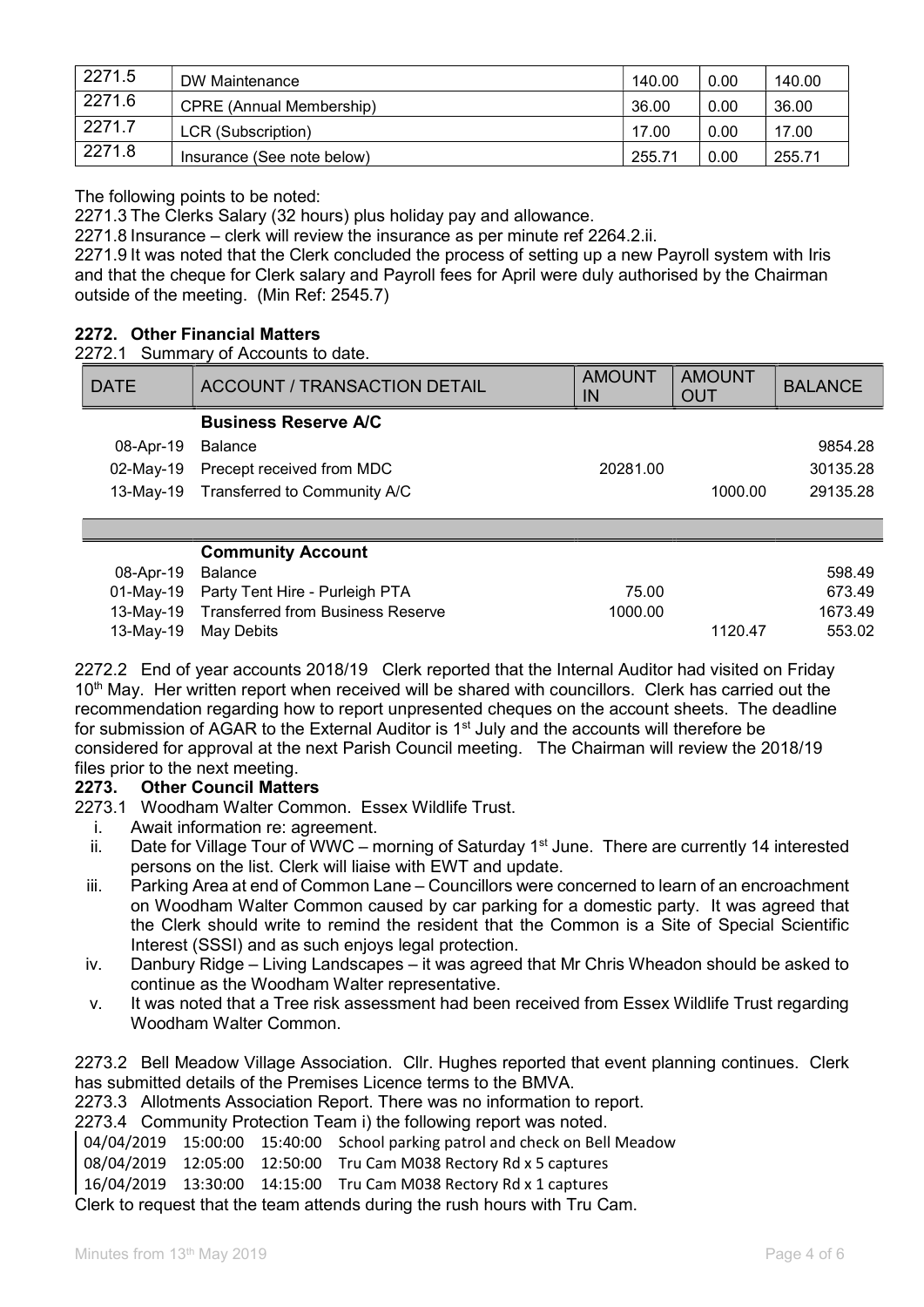| 2271.5 | DW Maintenance | 140.00 | 0.00 | 140.00 |
|---|---|---|---|---|
| 2271.6 | CPRE (Annual Membership) | 36.00 | 0.00 | 36.00 |
| 2271.7 | LCR (Subscription) | 17.00 | 0.00 | 17.00 |
| 2271.8 | Insurance (See note below) | 255.71 | 0.00 | 255.71 |

The following points to be noted:
2271.3 The Clerks Salary (32 hours) plus holiday pay and allowance.
2271.8 Insurance – clerk will review the insurance as per minute ref 2264.2.ii.
2271.9 It was noted that the Clerk concluded the process of setting up a new Payroll system with Iris and that the cheque for Clerk salary and Payroll fees for April were duly authorised by the Chairman outside of the meeting. (Min Ref: 2545.7)

**2272. Other Financial Matters**

2272.1 Summary of Accounts to date.

| DATE | ACCOUNT / TRANSACTION DETAIL | AMOUNT IN | AMOUNT OUT | BALANCE |
|---|---|---|---|---|
| | **Business Reserve A/C** | | | |
| 08-Apr-19 | Balance | | | 9854.28 |
| 02-May-19 | Precept received from MDC | 20281.00 | | 30135.28 |
| 13-May-19 | Transferred to Community A/C | | 1000.00 | 29135.28 |
| | | | | |
| | **Community Account** | | | |
| 08-Apr-19 | Balance | | | 598.49 |
| 01-May-19 | Party Tent Hire - Purleigh PTA | 75.00 | | 673.49 |
| 13-May-19 | Transferred from Business Reserve | 1000.00 | | 1673.49 |
| 13-May-19 | May Debits | | 1120.47 | 553.02 |

2272.2 End of year accounts 2018/19 Clerk reported that the Internal Auditor had visited on Friday 10th May. Her written report when received will be shared with councillors. Clerk has carried out the recommendation regarding how to report unpresented cheques on the account sheets. The deadline for submission of AGAR to the External Auditor is 1st July and the accounts will therefore be considered for approval at the next Parish Council meeting. The Chairman will review the 2018/19 files prior to the next meeting.

**2273. Other Council Matters**

2273.1 Woodham Walter Common. Essex Wildlife Trust.

i. Await information re: agreement.
ii. Date for Village Tour of WWC – morning of Saturday 1st June. There are currently 14 interested persons on the list. Clerk will liaise with EWT and update.
iii. Parking Area at end of Common Lane – Councillors were concerned to learn of an encroachment on Woodham Walter Common caused by car parking for a domestic party. It was agreed that the Clerk should write to remind the resident that the Common is a Site of Special Scientific Interest (SSSI) and as such enjoys legal protection.
iv. Danbury Ridge – Living Landscapes – it was agreed that Mr Chris Wheadon should be asked to continue as the Woodham Walter representative.
v. It was noted that a Tree risk assessment had been received from Essex Wildlife Trust regarding Woodham Walter Common.

2273.2 Bell Meadow Village Association. Cllr. Hughes reported that event planning continues. Clerk has submitted details of the Premises Licence terms to the BMVA.
2273.3 Allotments Association Report. There was no information to report.
2273.4 Community Protection Team i) the following report was noted.

| | | | |
|---|---|---|---|
| 04/04/2019 | 15:00:00 | 15:40:00 | School parking patrol and check on Bell Meadow |
| 08/04/2019 | 12:05:00 | 12:50:00 | Tru Cam M038 Rectory Rd x 5 captures |
| 16/04/2019 | 13:30:00 | 14:15:00 | Tru Cam M038 Rectory Rd x 1 captures |

Clerk to request that the team attends during the rush hours with Tru Cam.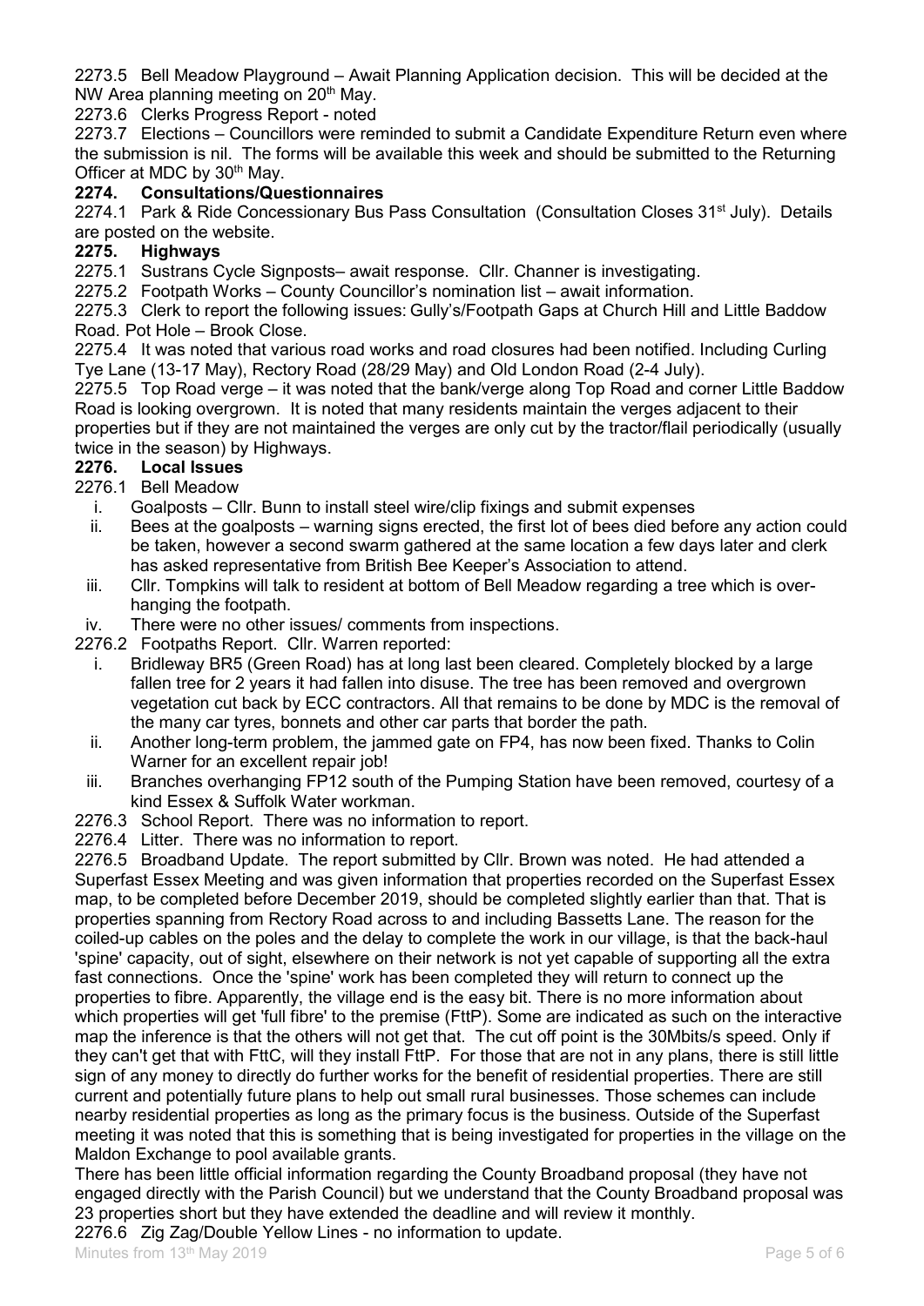2273.5 Bell Meadow Playground – Await Planning Application decision. This will be decided at the NW Area planning meeting on 20th May.

2273.6 Clerks Progress Report - noted

2273.7 Elections – Councillors were reminded to submit a Candidate Expenditure Return even where the submission is nil. The forms will be available this week and should be submitted to the Returning Officer at MDC by 30th May.

## 2274. Consultations/Questionnaires

2274.1 Park & Ride Concessionary Bus Pass Consultation (Consultation Closes 31st July). Details are posted on the website.

## 2275. Highways

2275.1 Sustrans Cycle Signposts– await response. Cllr. Channer is investigating.

2275.2 Footpath Works – County Councillor's nomination list – await information.

2275.3 Clerk to report the following issues: Gully's/Footpath Gaps at Church Hill and Little Baddow Road. Pot Hole – Brook Close.

2275.4 It was noted that various road works and road closures had been notified. Including Curling Tye Lane (13-17 May), Rectory Road (28/29 May) and Old London Road (2-4 July).

2275.5 Top Road verge – it was noted that the bank/verge along Top Road and corner Little Baddow Road is looking overgrown. It is noted that many residents maintain the verges adjacent to their properties but if they are not maintained the verges are only cut by the tractor/flail periodically (usually twice in the season) by Highways.

## 2276. Local Issues

2276.1 Bell Meadow

i. Goalposts – Cllr. Bunn to install steel wire/clip fixings and submit expenses
ii. Bees at the goalposts – warning signs erected, the first lot of bees died before any action could be taken, however a second swarm gathered at the same location a few days later and clerk has asked representative from British Bee Keeper's Association to attend.
iii. Cllr. Tompkins will talk to resident at bottom of Bell Meadow regarding a tree which is over-hanging the footpath.
iv. There were no other issues/ comments from inspections.

2276.2 Footpaths Report. Cllr. Warren reported:

i. Bridleway BR5 (Green Road) has at long last been cleared. Completely blocked by a large fallen tree for 2 years it had fallen into disuse. The tree has been removed and overgrown vegetation cut back by ECC contractors. All that remains to be done by MDC is the removal of the many car tyres, bonnets and other car parts that border the path.
ii. Another long-term problem, the jammed gate on FP4, has now been fixed. Thanks to Colin Warner for an excellent repair job!
iii. Branches overhanging FP12 south of the Pumping Station have been removed, courtesy of a kind Essex & Suffolk Water workman.

2276.3 School Report. There was no information to report.

2276.4 Litter. There was no information to report.

2276.5 Broadband Update. The report submitted by Cllr. Brown was noted. He had attended a Superfast Essex Meeting and was given information that properties recorded on the Superfast Essex map, to be completed before December 2019, should be completed slightly earlier than that. That is properties spanning from Rectory Road across to and including Bassetts Lane. The reason for the coiled-up cables on the poles and the delay to complete the work in our village, is that the back-haul 'spine' capacity, out of sight, elsewhere on their network is not yet capable of supporting all the extra fast connections. Once the 'spine' work has been completed they will return to connect up the properties to fibre. Apparently, the village end is the easy bit. There is no more information about which properties will get 'full fibre' to the premise (FttP). Some are indicated as such on the interactive map the inference is that the others will not get that. The cut off point is the 30Mbits/s speed. Only if they can't get that with FttC, will they install FttP. For those that are not in any plans, there is still little sign of any money to directly do further works for the benefit of residential properties. There are still current and potentially future plans to help out small rural businesses. Those schemes can include nearby residential properties as long as the primary focus is the business. Outside of the Superfast meeting it was noted that this is something that is being investigated for properties in the village on the Maldon Exchange to pool available grants.

There has been little official information regarding the County Broadband proposal (they have not engaged directly with the Parish Council) but we understand that the County Broadband proposal was 23 properties short but they have extended the deadline and will review it monthly.

2276.6 Zig Zag/Double Yellow Lines - no information to update.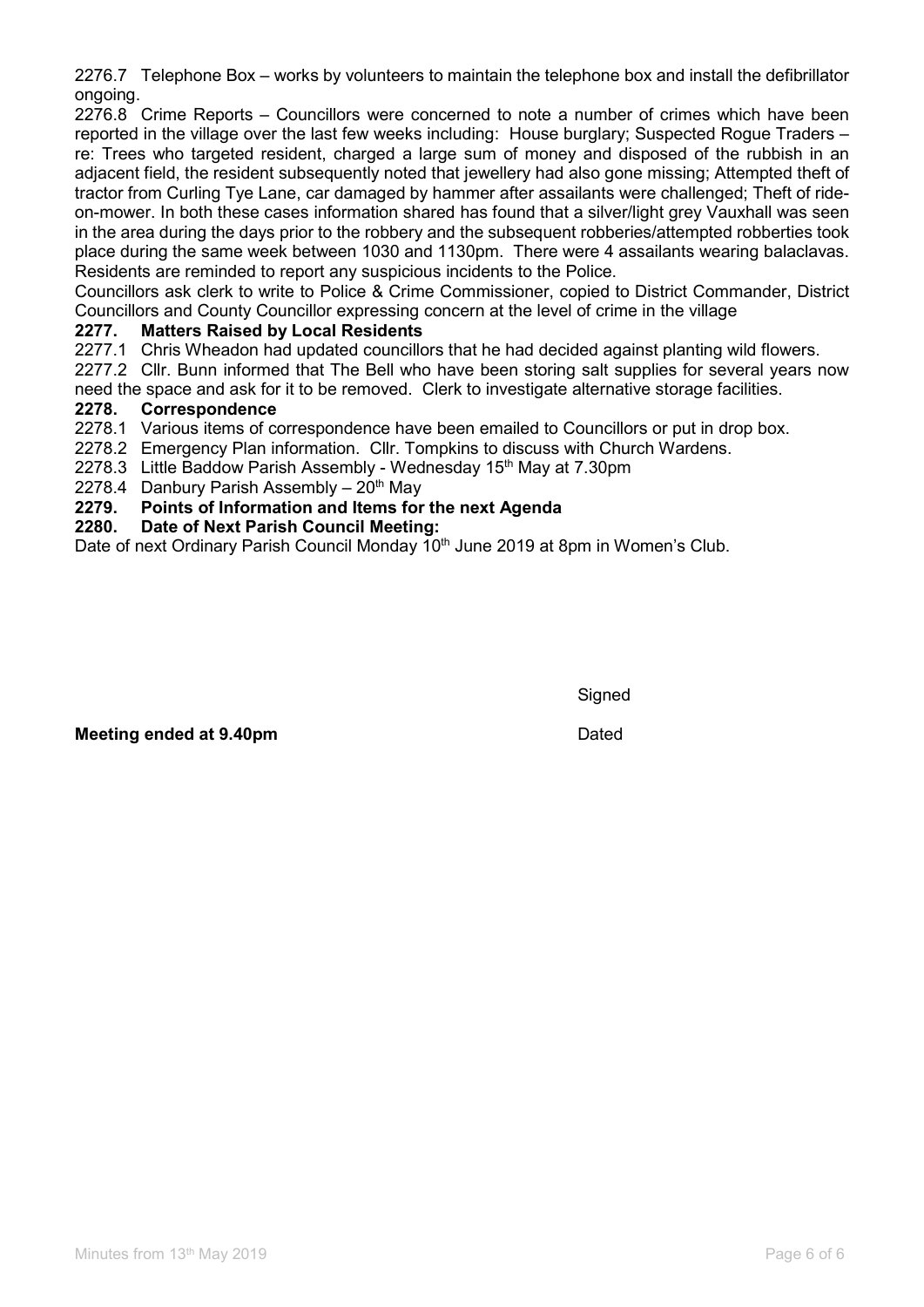2276.7 Telephone Box – works by volunteers to maintain the telephone box and install the defibrillator ongoing.

2276.8 Crime Reports – Councillors were concerned to note a number of crimes which have been reported in the village over the last few weeks including: House burglary; Suspected Rogue Traders – re: Trees who targeted resident, charged a large sum of money and disposed of the rubbish in an adjacent field, the resident subsequently noted that jewellery had also gone missing; Attempted theft of tractor from Curling Tye Lane, car damaged by hammer after assailants were challenged; Theft of ride-on-mower. In both these cases information shared has found that a silver/light grey Vauxhall was seen in the area during the days prior to the robbery and the subsequent robberies/attempted robberties took place during the same week between 1030 and 1130pm. There were 4 assailants wearing balaclavas. Residents are reminded to report any suspicious incidents to the Police.

Councillors ask clerk to write to Police & Crime Commissioner, copied to District Commander, District Councillors and County Councillor expressing concern at the level of crime in the village

## 2277. Matters Raised by Local Residents

2277.1 Chris Wheadon had updated councillors that he had decided against planting wild flowers.

2277.2 Cllr. Bunn informed that The Bell who have been storing salt supplies for several years now need the space and ask for it to be removed. Clerk to investigate alternative storage facilities.

## 2278. Correspondence

2278.1 Various items of correspondence have been emailed to Councillors or put in drop box.

2278.2 Emergency Plan information. Cllr. Tompkins to discuss with Church Wardens.

2278.3 Little Baddow Parish Assembly - Wednesday 15th May at 7.30pm

2278.4 Danbury Parish Assembly – 20th May

## 2279. Points of Information and Items for the next Agenda

## 2280. Date of Next Parish Council Meeting:

Date of next Ordinary Parish Council Monday 10th June 2019 at 8pm in Women's Club.

Signed

**Meeting ended at 9.40pm** Dated